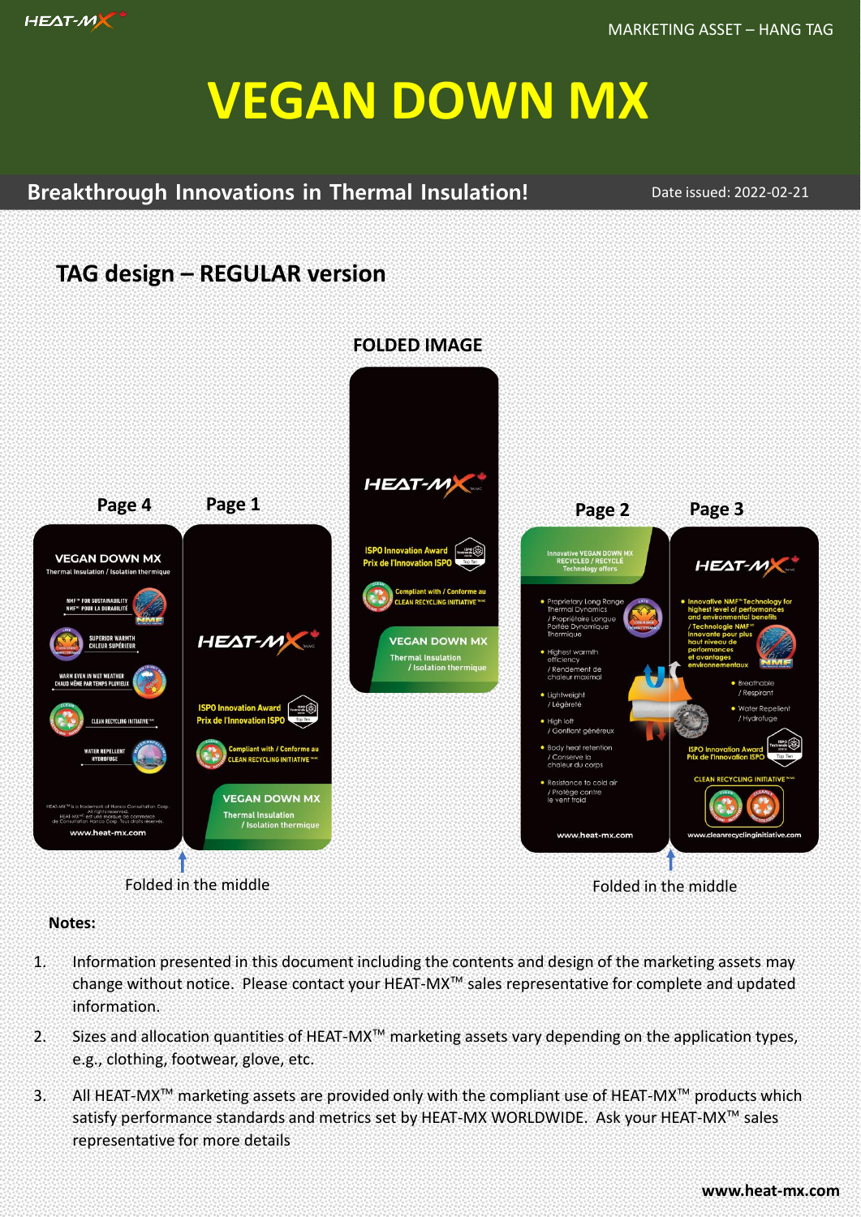MARKETING ASSET – HANG TAG

# VEGAN DOWN MX

## Breakthrough Innovations in Thermal Insulation!

Date issued: 2022-02-21

### TAG design – REGULAR version

**FOLDED IMAGE**

HEAT-MX

ISPO Innovation Award / Prix de l'Innovation ISPO

Compliant with / Conforme au CLEAN RECYCLING INITIATIVE™

VEGAN DOWN MX
Thermal Insulation / Isolation thermique

**Page 4**

VEGAN DOWN MX
Thermal Insulation / Isolation thermique

- NMF™ FOR SUSTAINABILITY / NMF™ POUR LA DURABILITÉ
- SUPERIOR WARMTH / CHALEUR SUPÉRIEURE
- WARM EVEN IN WET WEATHER / CHAUD MÊME PAR TEMPS PLUVIEUX
- CLEAN RECYCLING INITIATIVE™
- WATER REPELLENT / HYDROFUGE

HEAT-MX™ is a trademark of Hanco Consultation Corp. All rights reserved. HEAT-MX™ est une marque de commerce de Consultation Hanco Corp. Tous droits réservés.

www.heat-mx.com

**Page 1**

HEAT-MX

ISPO Innovation Award / Prix de l'Innovation ISPO

Compliant with / Conforme au CLEAN RECYCLING INITIATIVE™

VEGAN DOWN MX
Thermal Insulation / Isolation thermique

Folded in the middle

**Page 2**

Innovative VEGAN DOWN MX RECYCLED / RECYCLÉ Technology offers

- Proprietary Long Range Thermal Dynamics / Propriétaire Longue Portée Dynamique Thermique
- Highest warmth efficiency / Rendement de chaleur maximal
- Lightweight / Légèreté
- High loft / Gonflant généreux
- Body heat retention / Conserve la chaleur du corps
- Resistance to cold air / Protège contre le vent froid

www.heat-mx.com

**Page 3**

HEAT-MX

- Innovative NMF™ Technology for highest level of performances and environmental benefits / Technologie NMF™ innovante pour plus haut niveau de performances et avantages environnementaux
- Breathable / Respirant
- Water Repellent / Hydrofuge

ISPO Innovation Award / Prix de l'Innovation ISPO

CLEAN RECYCLING INITIATIVE™

www.cleanrecyclinginitiative.com

Folded in the middle

**Notes:**

1. Information presented in this document including the contents and design of the marketing assets may change without notice. Please contact your HEAT-MX™ sales representative for complete and updated information.
2. Sizes and allocation quantities of HEAT-MX™ marketing assets vary depending on the application types, e.g., clothing, footwear, glove, etc.
3. All HEAT-MX™ marketing assets are provided only with the compliant use of HEAT-MX™ products which satisfy performance standards and metrics set by HEAT-MX WORLDWIDE. Ask your HEAT-MX™ sales representative for more details

www.heat-mx.com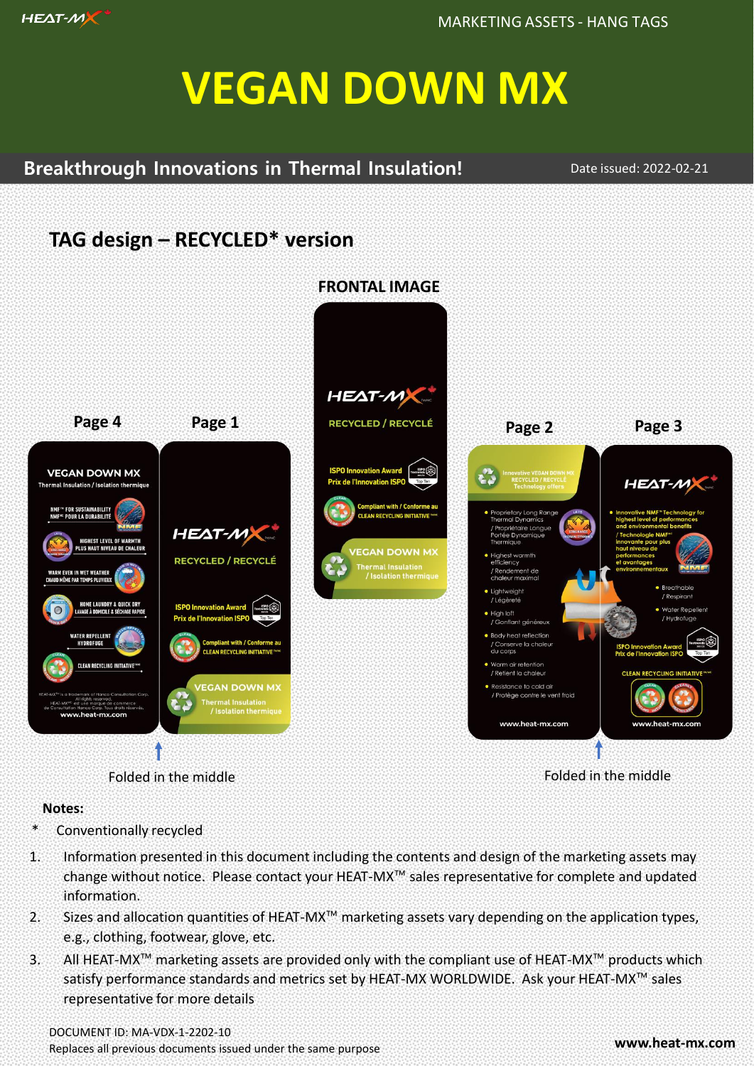MARKETING ASSETS - HANG TAGS

# VEGAN DOWN MX

## Breakthrough Innovations in Thermal Insulation!

Date issued: 2022-02-21

### TAG design – RECYCLED* version

FRONTAL IMAGE

HEAT-MX

RECYCLED / RECYCLÉ

ISPO Innovation Award
Prix de l'Innovation ISPO

Compliant with / Conforme au CLEAN RECYCLING INITIATIVE

VEGAN DOWN MX
Thermal Insulation / Isolation thermique

**Page 4**

VEGAN DOWN MX
Thermal Insulation / Isolation thermique

NMF™ FOR SUSTAINABILITY
NMF™ POUR LA DURABILITÉ

HIGHEST LEVEL OF WARMTH
PLUS HAUT NIVEAU DE CHALEUR

WARM EVEN IN WET WEATHER
CHAUD MÊME PAR TEMPS PLUVIEUX

HOME LAUNDRY & QUICK DRY
LAVAGE À DOMICILE & SÉCHAGE RAPIDE

WATER REPELLENT
HYDROFUGE

CLEAN RECYCLING INITIATIVE™

HEAT-MX™ is a trademark of Hanco Consultation Corp. All rights reserved.
HEAT-MX™ est une marque de commerce de Consultation Hanco Corp. Tous droits réservés.
www.heat-mx.com

**Page 1**

HEAT-MX

RECYCLED / RECYCLÉ

ISPO Innovation Award
Prix de l'Innovation ISPO

Compliant with / Conforme au CLEAN RECYCLING INITIATIVE

VEGAN DOWN MX
Thermal Insulation / Isolation thermique

Folded in the middle

**Page 2**

Innovative VEGAN DOWN MX RECYCLED / RECYCLÉ Technology offers

- Proprietary Long Range Thermal Dynamics / Propriétaire Longue Portée Dynamique Thermique
- Highest warmth efficiency / Rendement de chaleur maximal
- Lightweight / Légèreté
- High loft / Gonflant généreux
- Body heat reflection / Conserve la chaleur du corps
- Warm air retention / Retient la chaleur
- Resistance to cold air / Protège contre le vent froid

www.heat-mx.com

**Page 3**

HEAT-MX

- Innovative NMF™ Technology for highest level of performances and environmental benefits / Technologie NMF™ innovante pour plus haut niveau de performances et avantages environnementaux
- Breathable / Respirant
- Water Repellent / Hydrofuge

ISPO Innovation Award
Prix de l'Innovation ISPO

CLEAN RECYCLING INITIATIVE™

www.heat-mx.com

Folded in the middle

**Notes:**

\* Conventionally recycled

1. Information presented in this document including the contents and design of the marketing assets may change without notice. Please contact your HEAT-MX™ sales representative for complete and updated information.
2. Sizes and allocation quantities of HEAT-MX™ marketing assets vary depending on the application types, e.g., clothing, footwear, glove, etc.
3. All HEAT-MX™ marketing assets are provided only with the compliant use of HEAT-MX™ products which satisfy performance standards and metrics set by HEAT-MX WORLDWIDE. Ask your HEAT-MX™ sales representative for more details

DOCUMENT ID: MA-VDX-1-2202-10
Replaces all previous documents issued under the same purpose

www.heat-mx.com